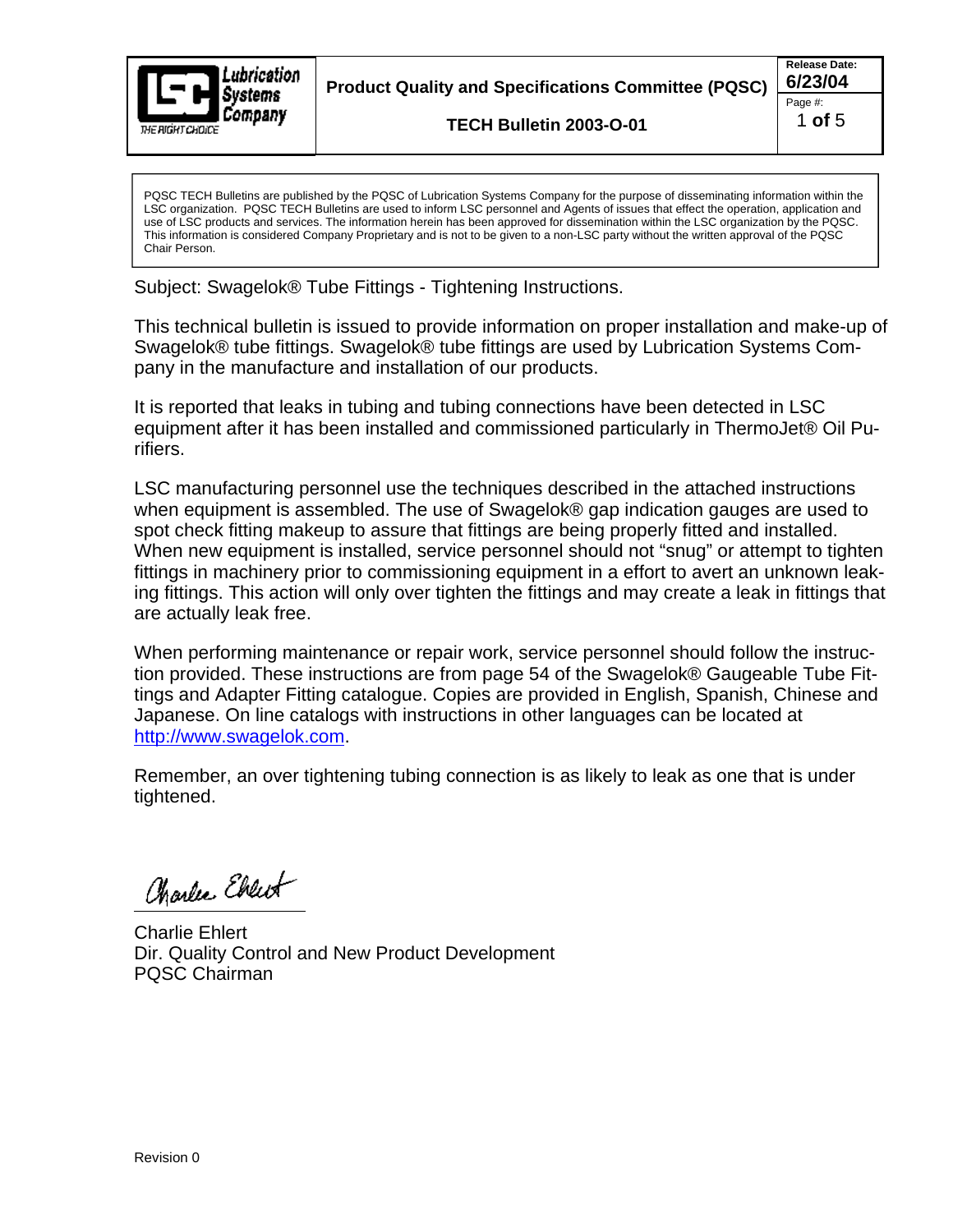**Product Quality and Specifications Committee (PQSC)**

**TECH Bulletin 2003-O-01**

**Release Date:** 6/23/04

PQSC TECH Bulletins are published by the PQSC of Lubrication Systems Company for the purpose of disseminating information within the LSC organization. PQSC TECH Bulletins are used to inform LSC personnel and Agents of issues that effect the operation, application and use of LSC products and services. The information herein has been approved for dissemination within the LSC organization by the PQSC. This information is considered Company Proprietary and is not to be given to a non-LSC party without the written approval of the PQSC Chair Person.

Subject: Swagelok® Tube Fittings - Tightening Instructions.

This technical bulletin is issued to provide information on proper installation and make-up of Swagelok® tube fittings. Swagelok® tube fittings are used by Lubrication Systems Company in the manufacture and installation of our products.

It is reported that leaks in tubing and tubing connections have been detected in LSC equipment after it has been installed and commissioned particularly in ThermoJet® Oil Purifiers.

LSC manufacturing personnel use the techniques described in the attached instructions when equipment is assembled. The use of Swagelok® gap indication gauges are used to spot check fitting makeup to assure that fittings are being properly fitted and installed. When new equipment is installed, service personnel should not "snug" or attempt to tighten fittings in machinery prior to commissioning equipment in a effort to avert an unknown leaking fittings. This action will only over tighten the fittings and may create a leak in fittings that are actually leak free.

When performing maintenance or repair work, service personnel should follow the instruction provided. These instructions are from page 54 of the Swagelok® Gaugeable Tube Fittings and Adapter Fitting catalogue. Copies are provided in English, Spanish, Chinese and Japanese. On line catalogs with instructions in other languages can be located at http://www.swagelok.com.

Remember, an over tightening tubing connection is as likely to leak as one that is under tightened.

Charlie Ehlert
Dir. Quality Control and New Product Development
PQSC Chairman

Revision 0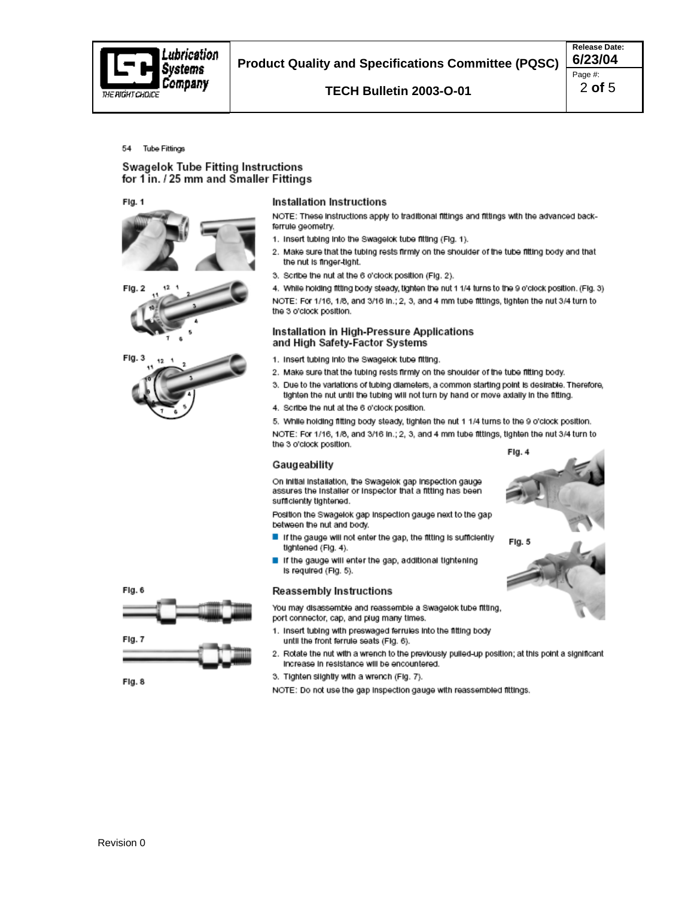54 Tube Fittings

## Swagelok Tube Fitting Instructions for 1 in. / 25 mm and Smaller Fittings

Fig. 1

Fig. 2

Fig. 3

### Installation Instructions

NOTE: These instructions apply to traditional fittings and fittings with the advanced back-ferrule geometry.

1. Insert tubing into the Swagelok tube fitting (Fig. 1).
2. Make sure that the tubing rests firmly on the shoulder of the tube fitting body and that the nut is finger-tight.
3. Scribe the nut at the 6 o'clock position (Fig. 2).
4. While holding fitting body steady, tighten the nut 1 1/4 turns to the 9 o'clock position. (Fig. 3)

NOTE: For 1/16, 1/8, and 3/16 in.; 2, 3, and 4 mm tube fittings, tighten the nut 3/4 turn to the 3 o'clock position.

### Installation in High-Pressure Applications and High Safety-Factor Systems

1. Insert tubing into the Swagelok tube fitting.
2. Make sure that the tubing rests firmly on the shoulder of the tube fitting body.
3. Due to the variations of tubing diameters, a common starting point is desirable. Therefore, tighten the nut until the tubing will not turn by hand or move axially in the fitting.
4. Scribe the nut at the 6 o'clock position.
5. While holding fitting body steady, tighten the nut 1 1/4 turns to the 9 o'clock position.

NOTE: For 1/16, 1/8, and 3/16 in.; 2, 3, and 4 mm tube fittings, tighten the nut 3/4 turn to the 3 o'clock position.

### Gaugeability

On initial installation, the Swagelok gap inspection gauge assures the installer or inspector that a fitting has been sufficiently tightened.

Position the Swagelok gap inspection gauge next to the gap between the nut and body.

- If the gauge will not enter the gap, the fitting is sufficiently tightened (Fig. 4).
- If the gauge will enter the gap, additional tightening is required (Fig. 5).

Fig. 4

Fig. 5

### Reassembly Instructions

You may disassemble and reassemble a Swagelok tube fitting, port connector, cap, and plug many times.

1. Insert tubing with preswaged ferrules into the fitting body until the front ferrule seats (Fig. 6).
2. Rotate the nut with a wrench to the previously pulled-up position; at this point a significant increase in resistance will be encountered.
3. Tighten slightly with a wrench (Fig. 7).

NOTE: Do not use the gap inspection gauge with reassembled fittings.

Fig. 6

Fig. 7

Fig. 8

Revision 0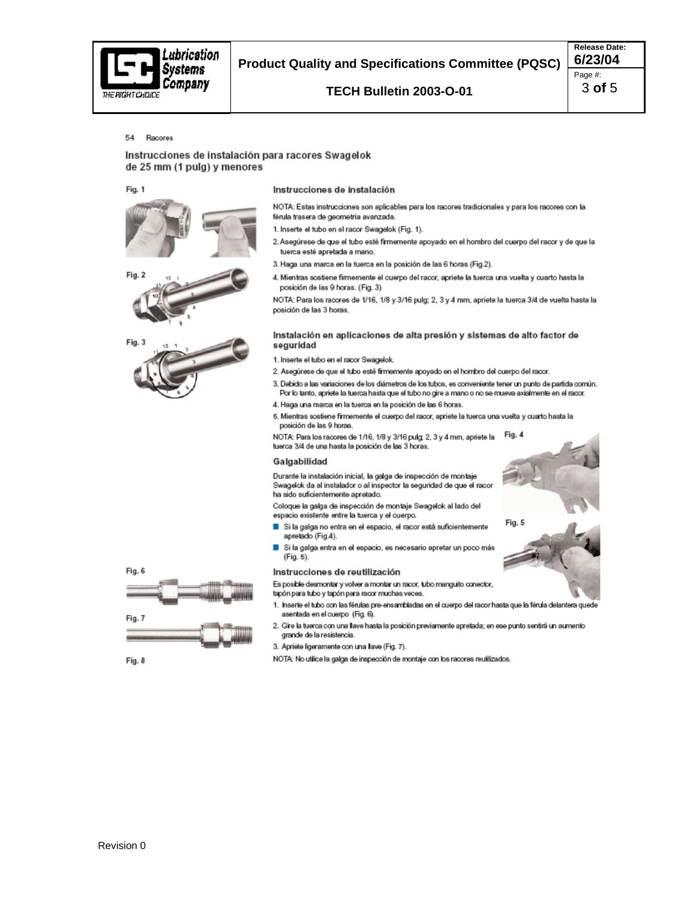54 Racores

## Instrucciones de instalación para racores Swagelok de 25 mm (1 pulg) y menores

Fig. 1

Fig. 2

Fig. 3

### Instrucciones de instalación

NOTA: Estas instrucciones son aplicables para los racores tradicionales y para los racores con la férula trasera de geometría avanzada.

1. Inserte el tubo en el racor Swagelok (Fig. 1).
2. Asegúrese de que el tubo esté firmemente apoyado en el hombro del cuerpo del racor y de que la tuerca esté apretada a mano.
3. Haga una marca en la tuerca en la posición de las 6 horas (Fig.2).
4. Mientras sostiene firmemente el cuerpo del racor, apriete la tuerca una vuelta y cuarto hasta la posición de las 9 horas. (Fig. 3)

NOTA: Para los racores de 1/16, 1/8 y 3/16 pulg; 2, 3 y 4 mm, apriete la tuerca 3/4 de vuelta hasta la posición de las 3 horas.

### Instalación en aplicaciones de alta presión y sistemas de alto factor de seguridad

1. Inserte el tubo en el racor Swagelok.
2. Asegúrese de que el tubo esté firmemente apoyado en el hombro del cuerpo del racor.
3. Debido a las variaciones de los diámetros de los tubos, es conveniente tener un punto de partida común. Por lo tanto, apriete la tuerca hasta que el tubo no gire a mano o no se mueva axialmente en el racor.
4. Haga una marca en la tuerca en la posición de las 6 horas.
5. Mientras sostiene firmemente el cuerpo del racor, apriete la tuerca una vuelta y cuarto hasta la posición de las 9 horas.

NOTA: Para los racores de 1/16, 1/8 y 3/16 pulg; 2, 3 y 4 mm, apriete la tuerca 3/4 de una hasta la posición de las 3 horas.

### Galgabilidad

Durante la instalación inicial, la galga de inspección de montaje Swagelok da al instalador o al inspector la seguridad de que el racor ha sido suficientemente apretado.

Coloque la galga de inspección de montaje Swagelok al lado del espacio existente entre la tuerca y el cuerpo.

- Si la galga no entra en el espacio, el racor está suficientemente apretado (Fig.4).
- Si la galga entra en el espacio, es necesario apretar un poco más (Fig. 5).

Fig. 4

Fig. 5

### Instrucciones de reutilización

Es posible desmontar y volver a montar un racor, tubo manguito conector, tapón para tubo y tapón para racor muchas veces.

1. Inserte el tubo con las férulas pre-ensambladas en el cuerpo del racor hasta que la férula delantera quede asentada en el cuerpo (Fig. 6).
2. Gire la tuerca con una llave hasta la posición previamente apretada; en ese punto sentirá un aumento grande de la resistencia.
3. Apriete ligeramente con una llave (Fig. 7).

NOTA: No utilice la galga de inspección de montaje con los racores reutilizados.

Fig. 6

Fig. 7

Fig. 8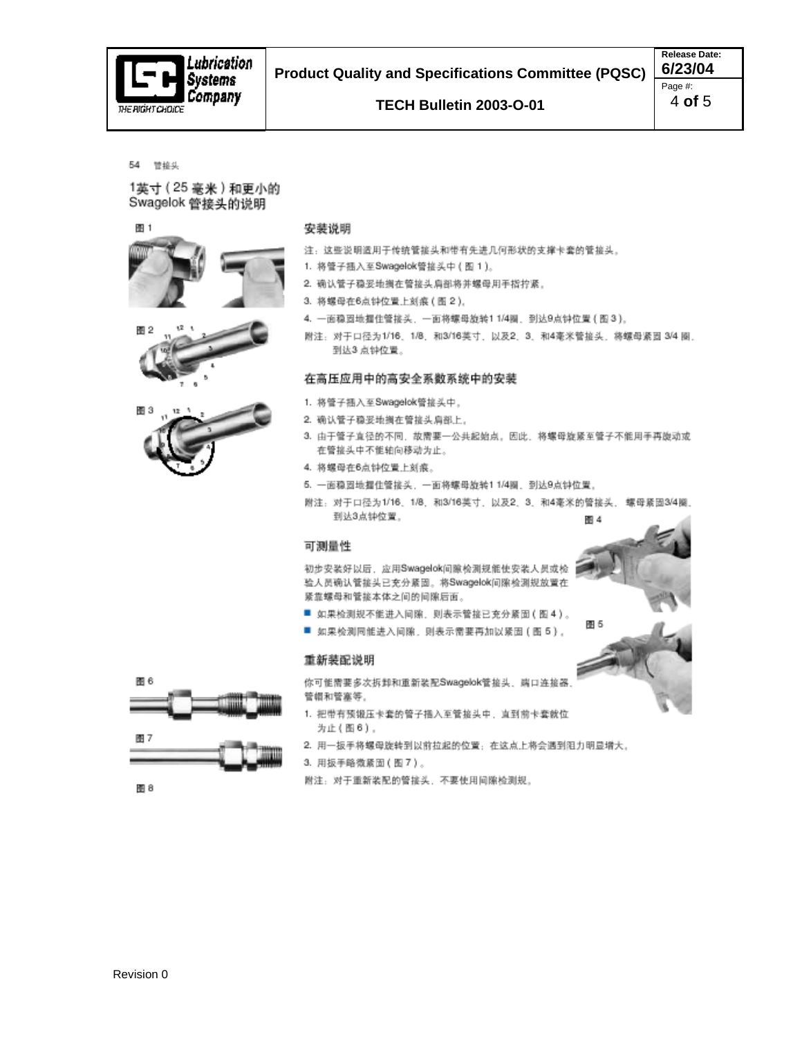54 管接头

## 1英寸（25 毫米）和更小的 Swagelok 管接头的说明

图 1

图 2

图 3

### 安装说明

注：这些说明适用于传统管接头和带有先进几何形状的支撑卡套的管接头。

1. 将管子插入至Swagelok管接头中（图 1）。
2. 确认管子稳妥地搁在管接头肩部将并螺母用手指拧紧。
3. 将螺母在6点钟位置上刻痕（图 2）。
4. 一面稳固地握住管接头，一面将螺母旋转1 1/4圈，到达9点钟位置（图 3）。

附注：对于口径为1/16、1/8、和3/16英寸，以及2、3、和4毫米管接头，将螺母紧固 3/4 圈，到达3 点钟位置。

### 在高压应用中的高安全系数系统中的安装

1. 将管子插入至Swagelok管接头中。
2. 确认管子稳妥地搁在管接头肩部上。
3. 由于管子直径的不同，故需要一公共起始点。因此，将螺母旋紧至管子不能用手再旋动或在管接头中不能轴向移动为止。
4. 将螺母在6点钟位置上刻痕。
5. 一面稳固地握住管接头，一面将螺母旋转1 1/4圈，到达9点钟位置。

附注：对于口径为1/16、1/8、和3/16英寸，以及2、3、和4毫米的管接头， 螺母紧固3/4圈，到达3点钟位置。

图 4

### 可测量性

初步安装好以后，应用Swagelok间隙检测规能使安装人员或检验人员确认管接头已充分紧固。将Swagelok间隙检测规放置在紧靠螺母和管接本体之间的间隙后面。

- 如果检测规不能进入间隙，则表示管接已充分紧固（图 4）。
- 如果检测同能进入间隙，则表示需要再加以紧固（图 5）。

图 5

### 重新装配说明

你可能需要多次拆卸和重新装配Swagelok管接头、端口连接器、管帽和管塞等。

1. 把带有预锻压卡套的管子插入至管接头中，直到前卡套就位为止（图 6）。
2. 用一扳手将螺母旋转到以前拉起的位置；在这点上将会遇到阻力明显增大。
3. 用扳手略微紧固（图 7）。

附注：对于重新装配的管接头，不要使用间隙检测规。

图 6

图 7

图 8

Revision 0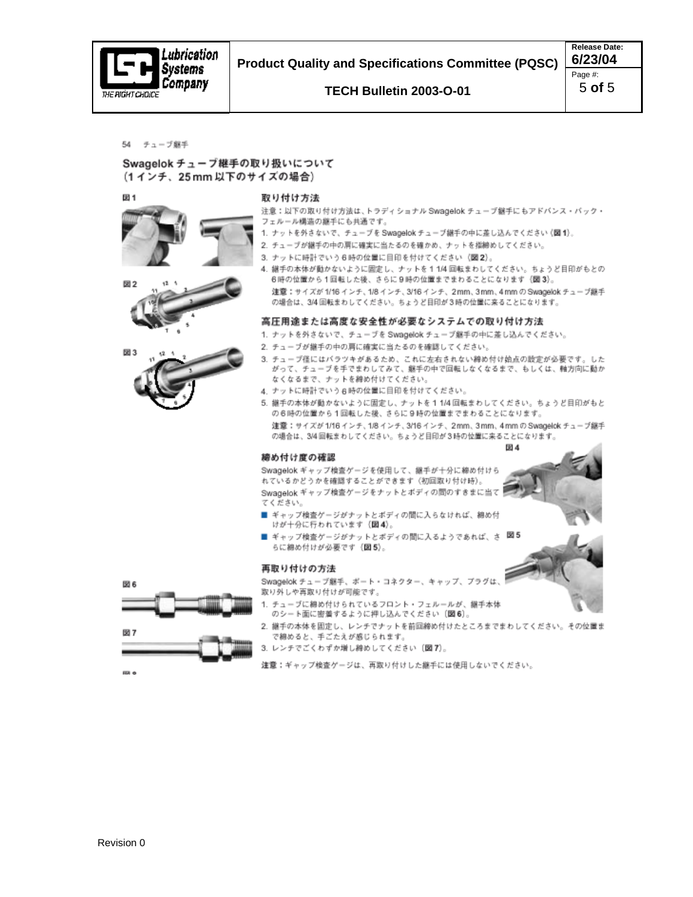54　チューブ継手

# Swagelok チューブ継手の取り扱いについて
# (1インチ、25mm以下のサイズの場合)

図1

図2

図3

## 取り付け方法

注意：以下の取り付け方法は、トラディショナル Swagelok チューブ継手にもアドバンス・バック・フェルール構造の継手にも共通です。

1. ナットを外さないで、チューブを Swagelok チューブ継手の中に差し込んでください（図1）。
2. チューブが継手の中の肩に確実に当たるのを確かめ、ナットを指締めしてください。
3. ナットに時計でいう6時の位置に目印を付けてください（図2）。
4. 継手の本体が動かないように固定し、ナットを1 1/4回転まわしてください。ちょうど目印がもとの6時の位置から1回転した後、さらに9時の位置までまわることになります（図3）。

   注意：サイズが1/16インチ、1/8インチ、3/16インチ、2mm、3mm、4mmの Swagelok チューブ継手の場合は、3/4回転まわしてください。ちょうど目印が3時の位置に来ることになります。

## 高圧用途または高度な安全性が必要なシステムでの取り付け方法

1. ナットを外さないで、チューブを Swagelok チューブ継手の中に差し込んでください。
2. チューブが継手の中の肩に確実に当たるのを確認してください。
3. チューブ径にはバラツキがあるため、これに左右されない締め付け始点の設定が必要です。したがって、チューブを手でまわしてみて、継手の中で回転しなくなるまで、もしくは、軸方向に動かなくなるまで、ナットを締め付けてください。
4. ナットに時計でいう6時の位置に目印を付けてください。
5. 継手の本体が動かないように固定し、ナットを1 1/4回転まわしてください。ちょうど目印がもとの6時の位置から1回転した後、さらに9時の位置までまわることになります。

   注意：サイズが1/16インチ、1/8インチ、3/16インチ、2mm、3mm、4mmの Swagelok チューブ継手の場合は、3/4回転まわしてください。ちょうど目印が3時の位置に来ることになります。

## 締め付け度の確認

図4

Swagelok ギャップ検査ゲージを使用して、継手が十分に締め付けられているかどうかを確認することができます（初回取り付け時）。

Swagelok ギャップ検査ゲージをナットとボディの間のすきまに当ててください。

- ギャップ検査ゲージがナットとボディの間に入らなければ、締め付けが十分に行われています（図4）。
- ギャップ検査ゲージがナットとボディの間に入るようであれば、さらに締め付けが必要です（図5）。

図5

## 再取り付けの方法

図6

図7

Swagelok チューブ継手、ポート・コネクター、キャップ、プラグは、取り外しや再取り付けが可能です。

1. チューブに締め付けられているフロント・フェルールが、継手本体のシート面に密着するように押し込んでください（図6）。
2. 継手の本体を固定し、レンチでナットを前回締め付けたところまでまわしてください。その位置まで締めると、手ごたえが感じられます。
3. レンチでごくわずか増し締めしてください（図7）。

注意：ギャップ検査ゲージは、再取り付けした継手には使用しないでください。

Revision 0